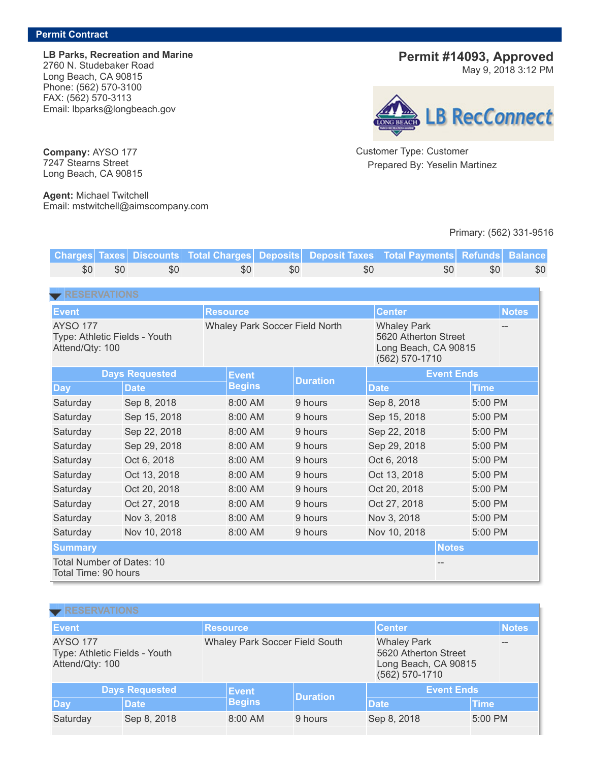**Permit Contract**

**LB Parks, Recreation and Marine**
2760 N. Studebaker Road
Long Beach, CA 90815
Phone: (562) 570-3100
FAX: (562) 570-3113
Email: lbparks@longbeach.gov

## Permit #14093, Approved

May 9, 2018 3:12 PM

LB RecConnect

Customer Type: Customer
Prepared By: Yeselin Martinez

**Company:** AYSO 177
7247 Stearns Street
Long Beach, CA 90815

**Agent:** Michael Twitchell
Email: mstwitchell@aimscompany.com

Primary: (562) 331-9516

| Charges | Taxes | Discounts | Total Charges | Deposits | Deposit Taxes | Total Payments | Refunds | Balance |
|---|---|---|---|---|---|---|---|---|
| $0 | $0 | $0 | $0 | $0 | $0 | $0 | $0 | $0 |

### RESERVATIONS

| Event | Resource | Center | Notes |
|---|---|---|---|
| AYSO 177<br>Type: Athletic Fields - Youth<br>Attend/Qty: 100 | Whaley Park Soccer Field North | Whaley Park<br>5620 Atherton Street<br>Long Beach, CA 90815<br>(562) 570-1710 | -- |

| Days Requested | | Event Begins | Duration | Event Ends | |
|---|---|---|---|---|---|
| Day | Date | | | Date | Time |
| Saturday | Sep 8, 2018 | 8:00 AM | 9 hours | Sep 8, 2018 | 5:00 PM |
| Saturday | Sep 15, 2018 | 8:00 AM | 9 hours | Sep 15, 2018 | 5:00 PM |
| Saturday | Sep 22, 2018 | 8:00 AM | 9 hours | Sep 22, 2018 | 5:00 PM |
| Saturday | Sep 29, 2018 | 8:00 AM | 9 hours | Sep 29, 2018 | 5:00 PM |
| Saturday | Oct 6, 2018 | 8:00 AM | 9 hours | Oct 6, 2018 | 5:00 PM |
| Saturday | Oct 13, 2018 | 8:00 AM | 9 hours | Oct 13, 2018 | 5:00 PM |
| Saturday | Oct 20, 2018 | 8:00 AM | 9 hours | Oct 20, 2018 | 5:00 PM |
| Saturday | Oct 27, 2018 | 8:00 AM | 9 hours | Oct 27, 2018 | 5:00 PM |
| Saturday | Nov 3, 2018 | 8:00 AM | 9 hours | Nov 3, 2018 | 5:00 PM |
| Saturday | Nov 10, 2018 | 8:00 AM | 9 hours | Nov 10, 2018 | 5:00 PM |

| Summary | Notes |
|---|---|
| Total Number of Dates: 10<br>Total Time: 90 hours | -- |

### RESERVATIONS

| Event | Resource | Center | Notes |
|---|---|---|---|
| AYSO 177<br>Type: Athletic Fields - Youth<br>Attend/Qty: 100 | Whaley Park Soccer Field South | Whaley Park<br>5620 Atherton Street<br>Long Beach, CA 90815<br>(562) 570-1710 | -- |

| Days Requested | | Event Begins | Duration | Event Ends | |
|---|---|---|---|---|---|
| Day | Date | | | Date | Time |
| Saturday | Sep 8, 2018 | 8:00 AM | 9 hours | Sep 8, 2018 | 5:00 PM |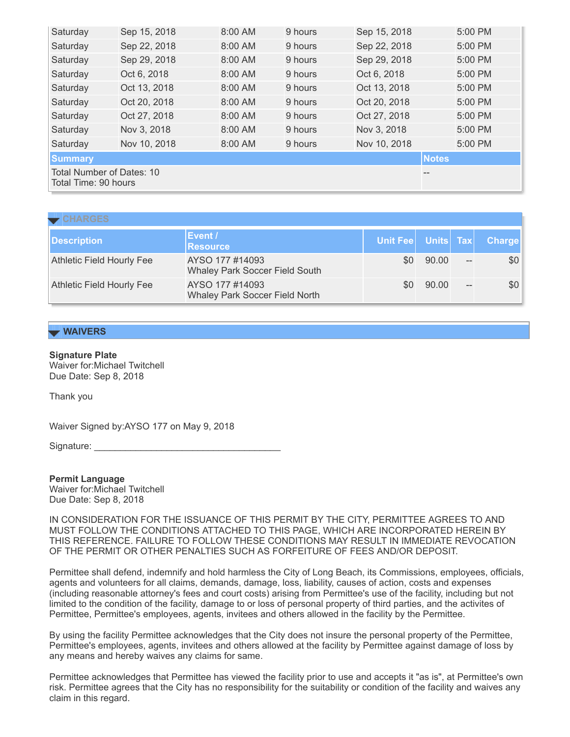| | | | | | |
|---|---|---|---|---|---|
| Saturday | Sep 15, 2018 | 8:00 AM | 9 hours | Sep 15, 2018 | 5:00 PM |
| Saturday | Sep 22, 2018 | 8:00 AM | 9 hours | Sep 22, 2018 | 5:00 PM |
| Saturday | Sep 29, 2018 | 8:00 AM | 9 hours | Sep 29, 2018 | 5:00 PM |
| Saturday | Oct 6, 2018 | 8:00 AM | 9 hours | Oct 6, 2018 | 5:00 PM |
| Saturday | Oct 13, 2018 | 8:00 AM | 9 hours | Oct 13, 2018 | 5:00 PM |
| Saturday | Oct 20, 2018 | 8:00 AM | 9 hours | Oct 20, 2018 | 5:00 PM |
| Saturday | Oct 27, 2018 | 8:00 AM | 9 hours | Oct 27, 2018 | 5:00 PM |
| Saturday | Nov 3, 2018 | 8:00 AM | 9 hours | Nov 3, 2018 | 5:00 PM |
| Saturday | Nov 10, 2018 | 8:00 AM | 9 hours | Nov 10, 2018 | 5:00 PM |

| Summary | Notes |
|---|---|
| Total Number of Dates: 10<br>Total Time: 90 hours | -- |

## CHARGES

| Description | Event / Resource | Unit Fee | Units | Tax | Charge |
|---|---|---|---|---|---|
| Athletic Field Hourly Fee | AYSO 177 #14093<br>Whaley Park Soccer Field South | $0 | 90.00 | -- | $0 |
| Athletic Field Hourly Fee | AYSO 177 #14093<br>Whaley Park Soccer Field North | $0 | 90.00 | -- | $0 |

## WAIVERS

**Signature Plate**
Waiver for:Michael Twitchell
Due Date: Sep 8, 2018

Thank you

Waiver Signed by:AYSO 177 on May 9, 2018

Signature: ____________________________________

**Permit Language**
Waiver for:Michael Twitchell
Due Date: Sep 8, 2018

IN CONSIDERATION FOR THE ISSUANCE OF THIS PERMIT BY THE CITY, PERMITTEE AGREES TO AND MUST FOLLOW THE CONDITIONS ATTACHED TO THIS PAGE, WHICH ARE INCORPORATED HEREIN BY THIS REFERENCE. FAILURE TO FOLLOW THESE CONDITIONS MAY RESULT IN IMMEDIATE REVOCATION OF THE PERMIT OR OTHER PENALTIES SUCH AS FORFEITURE OF FEES AND/OR DEPOSIT.

Permittee shall defend, indemnify and hold harmless the City of Long Beach, its Commissions, employees, officials, agents and volunteers for all claims, demands, damage, loss, liability, causes of action, costs and expenses (including reasonable attorney's fees and court costs) arising from Permittee's use of the facility, including but not limited to the condition of the facility, damage to or loss of personal property of third parties, and the activites of Permittee, Permittee's employees, agents, invitees and others allowed in the facility by the Permittee.

By using the facility Permittee acknowledges that the City does not insure the personal property of the Permittee, Permittee's employees, agents, invitees and others allowed at the facility by Permittee against damage of loss by any means and hereby waives any claims for same.

Permittee acknowledges that Permittee has viewed the facility prior to use and accepts it "as is", at Permittee's own risk. Permittee agrees that the City has no responsibility for the suitability or condition of the facility and waives any claim in this regard.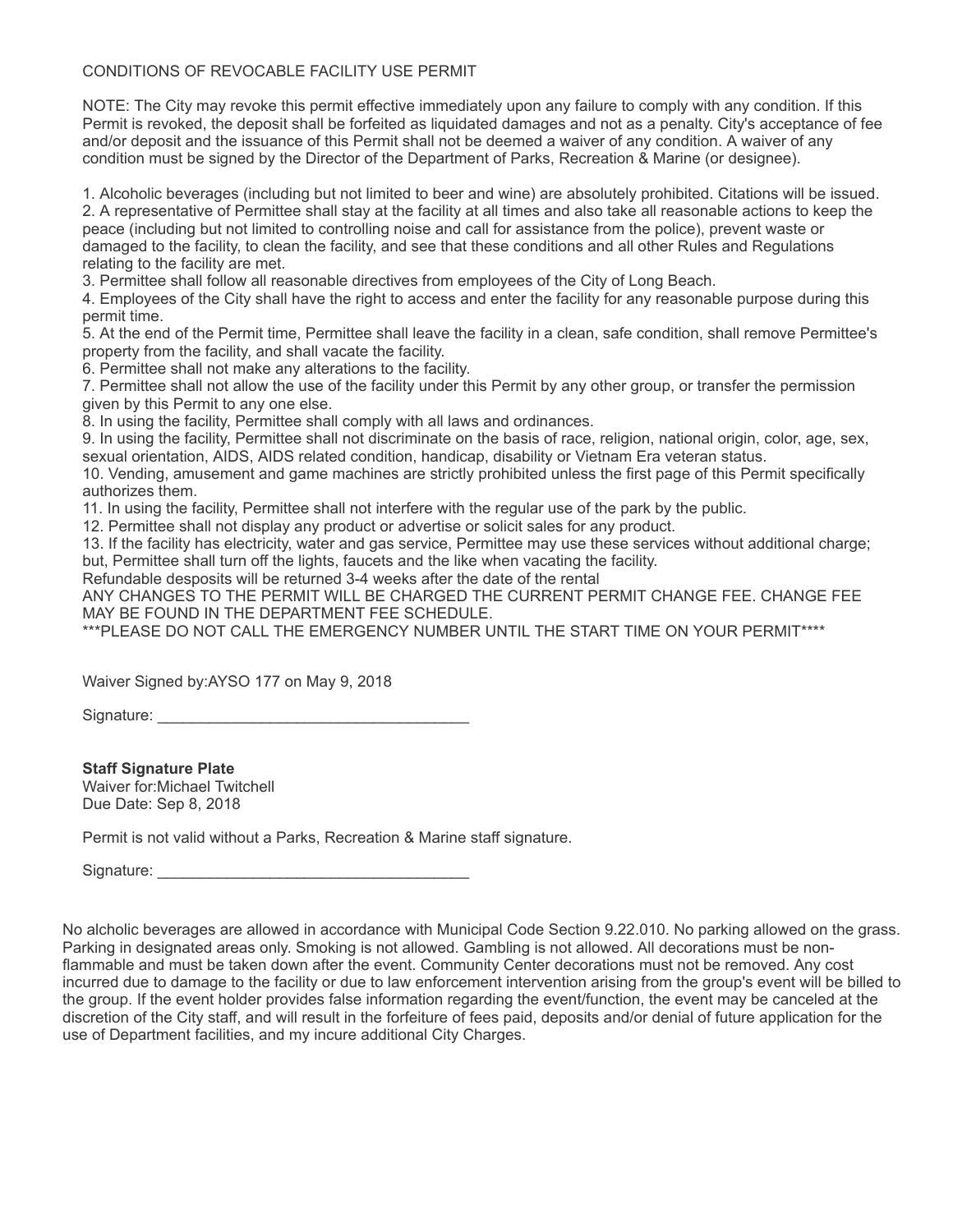CONDITIONS OF REVOCABLE FACILITY USE PERMIT

NOTE: The City may revoke this permit effective immediately upon any failure to comply with any condition. If this Permit is revoked, the deposit shall be forfeited as liquidated damages and not as a penalty. City's acceptance of fee and/or deposit and the issuance of this Permit shall not be deemed a waiver of any condition. A waiver of any condition must be signed by the Director of the Department of Parks, Recreation & Marine (or designee).

1. Alcoholic beverages (including but not limited to beer and wine) are absolutely prohibited. Citations will be issued.
2. A representative of Permittee shall stay at the facility at all times and also take all reasonable actions to keep the peace (including but not limited to controlling noise and call for assistance from the police), prevent waste or damaged to the facility, to clean the facility, and see that these conditions and all other Rules and Regulations relating to the facility are met.
3. Permittee shall follow all reasonable directives from employees of the City of Long Beach.
4. Employees of the City shall have the right to access and enter the facility for any reasonable purpose during this permit time.
5. At the end of the Permit time, Permittee shall leave the facility in a clean, safe condition, shall remove Permittee's property from the facility, and shall vacate the facility.
6. Permittee shall not make any alterations to the facility.
7. Permittee shall not allow the use of the facility under this Permit by any other group, or transfer the permission given by this Permit to any one else.
8. In using the facility, Permittee shall comply with all laws and ordinances.
9. In using the facility, Permittee shall not discriminate on the basis of race, religion, national origin, color, age, sex, sexual orientation, AIDS, AIDS related condition, handicap, disability or Vietnam Era veteran status.
10. Vending, amusement and game machines are strictly prohibited unless the first page of this Permit specifically authorizes them.
11. In using the facility, Permittee shall not interfere with the regular use of the park by the public.
12. Permittee shall not display any product or advertise or solicit sales for any product.
13. If the facility has electricity, water and gas service, Permittee may use these services without additional charge; but, Permittee shall turn off the lights, faucets and the like when vacating the facility.

Refundable desposits will be returned 3-4 weeks after the date of the rental

ANY CHANGES TO THE PERMIT WILL BE CHARGED THE CURRENT PERMIT CHANGE FEE. CHANGE FEE MAY BE FOUND IN THE DEPARTMENT FEE SCHEDULE.

***PLEASE DO NOT CALL THE EMERGENCY NUMBER UNTIL THE START TIME ON YOUR PERMIT****

Waiver Signed by:AYSO 177 on May 9, 2018

Signature: ____________________________________

**Staff Signature Plate**
Waiver for:Michael Twitchell
Due Date: Sep 8, 2018

Permit is not valid without a Parks, Recreation & Marine staff signature.

Signature: ____________________________________

No alcholic beverages are allowed in accordance with Municipal Code Section 9.22.010. No parking allowed on the grass. Parking in designated areas only. Smoking is not allowed. Gambling is not allowed. All decorations must be non-flammable and must be taken down after the event. Community Center decorations must not be removed. Any cost incurred due to damage to the facility or due to law enforcement intervention arising from the group's event will be billed to the group. If the event holder provides false information regarding the event/function, the event may be canceled at the discretion of the City staff, and will result in the forfeiture of fees paid, deposits and/or denial of future application for the use of Department facilities, and my incure additional City Charges.